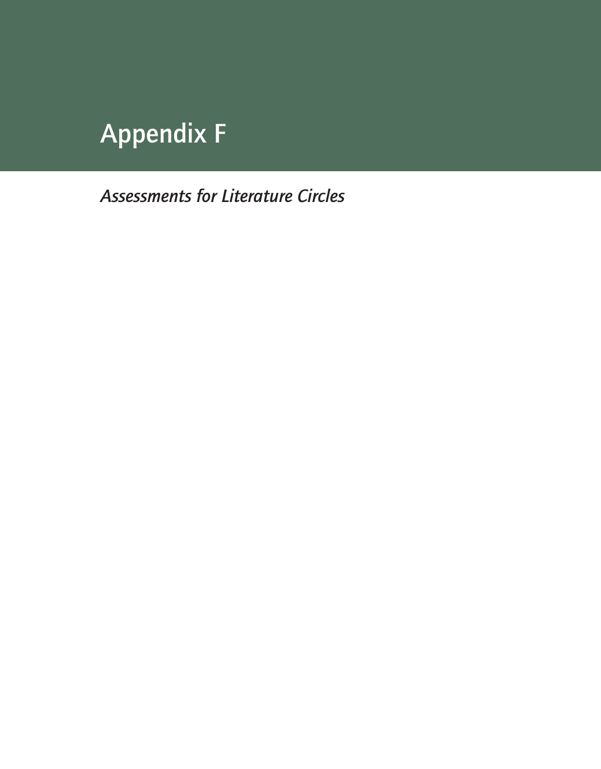# Appendix F

*Assessments for Literature Circles*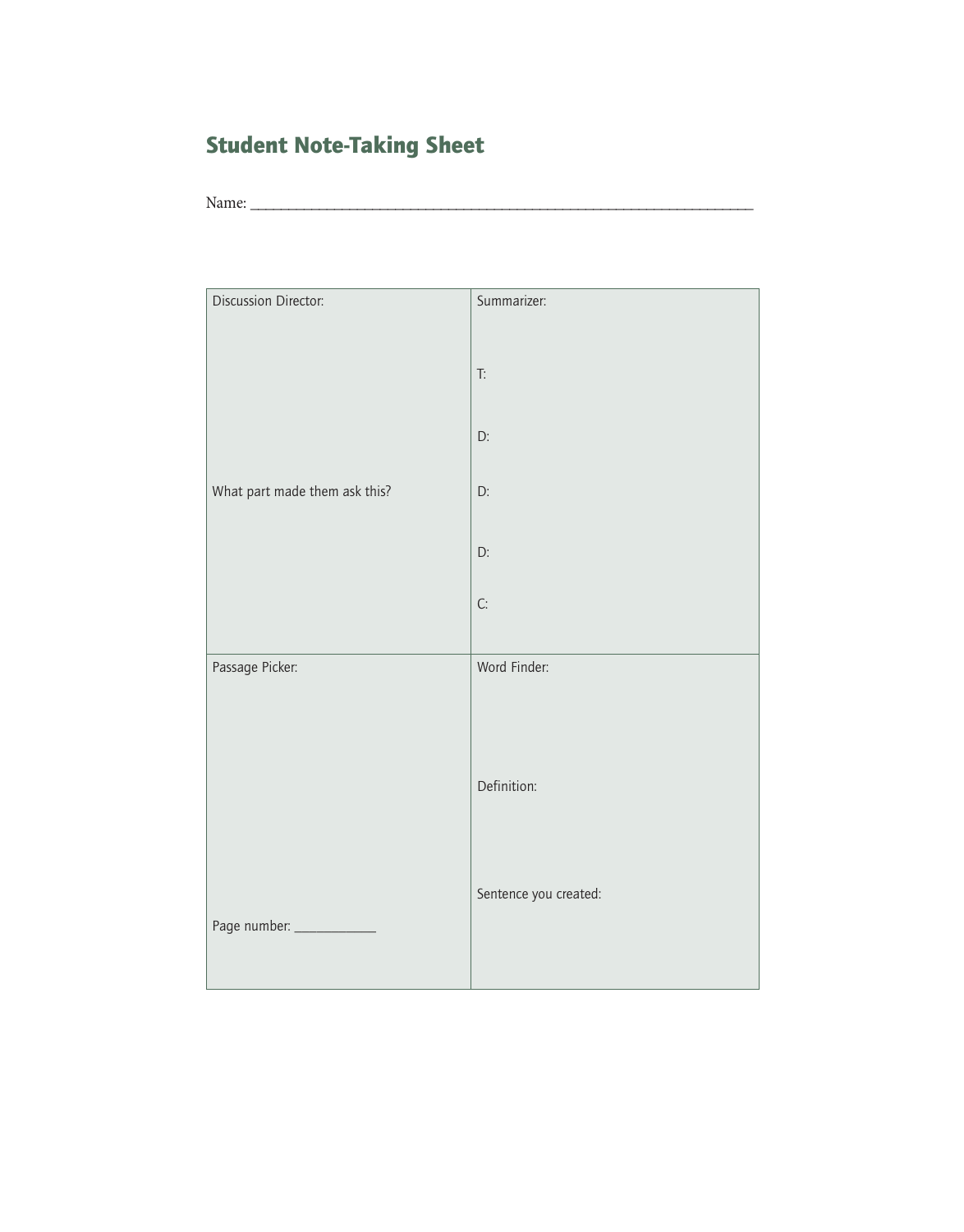## Student Note-Taking Sheet

Name: ___________________________________________________________________

| | |
|---|---|
| Discussion Director:<br><br><br><br><br>What part made them ask this? | Summarizer:<br><br>T:<br><br>D:<br><br>D:<br><br>D:<br><br>C: |
| Passage Picker:<br><br><br><br><br><br>Page number: ___________ | Word Finder:<br><br><br>Definition:<br><br><br>Sentence you created: |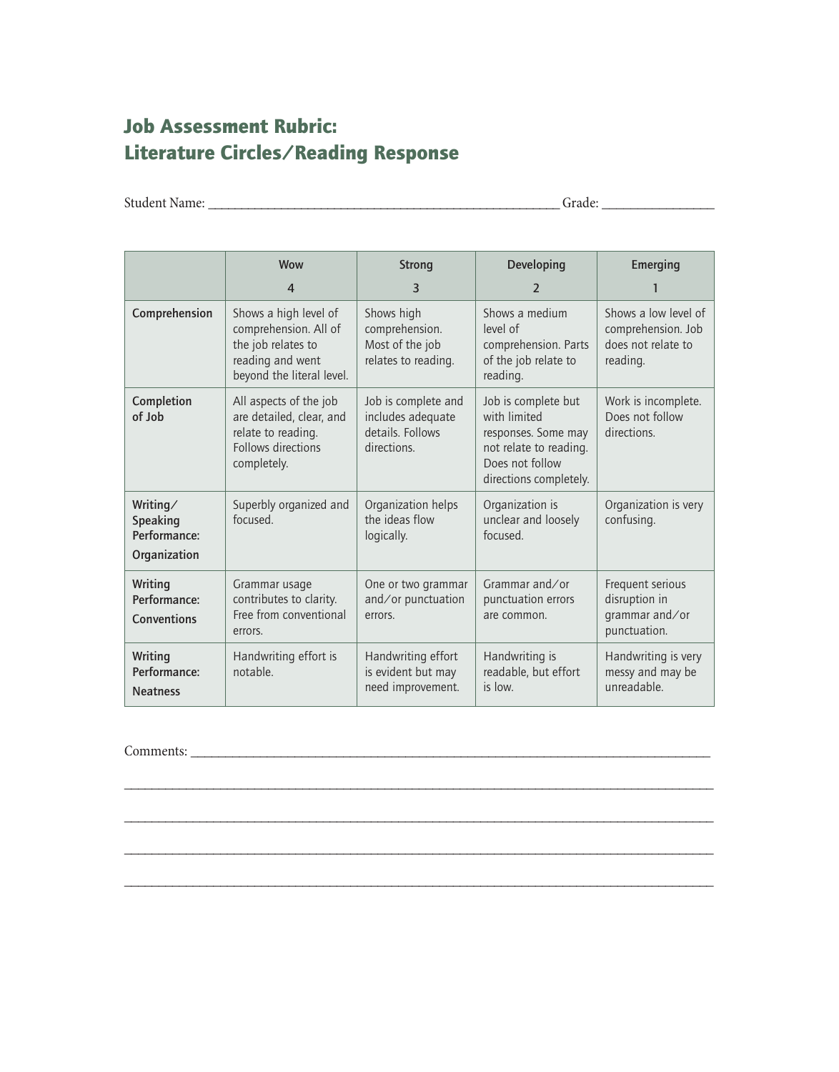# Job Assessment Rubric: Literature Circles/Reading Response

Student Name: ______________________________________________ Grade: ______________

| | Wow 4 | Strong 3 | Developing 2 | Emerging 1 |
|---|---|---|---|---|
| **Comprehension** | Shows a high level of comprehension. All of the job relates to reading and went beyond the literal level. | Shows high comprehension. Most of the job relates to reading. | Shows a medium level of comprehension. Parts of the job relate to reading. | Shows a low level of comprehension. Job does not relate to reading. |
| **Completion of Job** | All aspects of the job are detailed, clear, and relate to reading. Follows directions completely. | Job is complete and includes adequate details. Follows directions. | Job is complete but with limited responses. Some may not relate to reading. Does not follow directions completely. | Work is incomplete. Does not follow directions. |
| **Writing/ Speaking Performance: Organization** | Superbly organized and focused. | Organization helps the ideas flow logically. | Organization is unclear and loosely focused. | Organization is very confusing. |
| **Writing Performance: Conventions** | Grammar usage contributes to clarity. Free from conventional errors. | One or two grammar and/or punctuation errors. | Grammar and/or punctuation errors are common. | Frequent serious disruption in grammar and/or punctuation. |
| **Writing Performance: Neatness** | Handwriting effort is notable. | Handwriting effort is evident but may need improvement. | Handwriting is readable, but effort is low. | Handwriting is very messy and may be unreadable. |

Comments: ______________________________________________________________________

________________________________________________________________________________

________________________________________________________________________________

________________________________________________________________________________

________________________________________________________________________________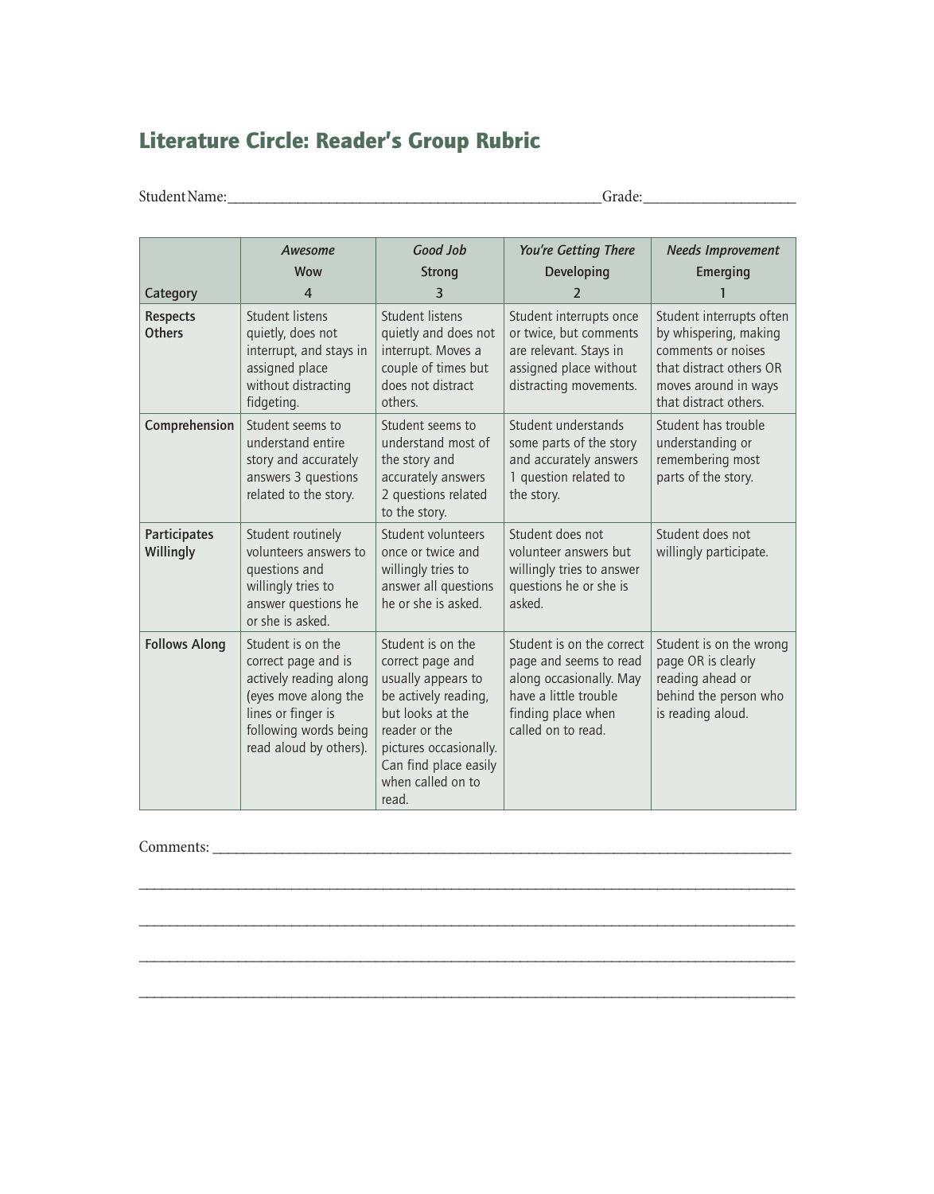# Literature Circle: Reader's Group Rubric

Student Name:\_\_\_\_\_\_\_\_\_\_\_\_\_\_\_\_\_\_\_\_\_\_\_\_\_\_\_\_\_\_\_\_\_\_\_\_\_\_\_\_\_\_\_\_\_\_\_\_\_\_Grade:\_\_\_\_\_\_\_\_\_\_\_\_\_\_\_\_\_\_\_\_\_

| Category | *Awesome* Wow 4 | *Good Job* Strong 3 | *You're Getting There* Developing 2 | *Needs Improvement* Emerging 1 |
|---|---|---|---|---|
| **Respects Others** | Student listens quietly, does not interrupt, and stays in assigned place without distracting fidgeting. | Student listens quietly and does not interrupt. Moves a couple of times but does not distract others. | Student interrupts once or twice, but comments are relevant. Stays in assigned place without distracting movements. | Student interrupts often by whispering, making comments or noises that distract others OR moves around in ways that distract others. |
| **Comprehension** | Student seems to understand entire story and accurately answers 3 questions related to the story. | Student seems to understand most of the story and accurately answers 2 questions related to the story. | Student understands some parts of the story and accurately answers 1 question related to the story. | Student has trouble understanding or remembering most parts of the story. |
| **Participates Willingly** | Student routinely volunteers answers to questions and willingly tries to answer questions he or she is asked. | Student volunteers once or twice and willingly tries to answer all questions he or she is asked. | Student does not volunteer answers but willingly tries to answer questions he or she is asked. | Student does not willingly participate. |
| **Follows Along** | Student is on the correct page and is actively reading along (eyes move along the lines or finger is following words being read aloud by others). | Student is on the correct page and usually appears to be actively reading, but looks at the reader or the pictures occasionally. Can find place easily when called on to read. | Student is on the correct page and seems to read along occasionally. May have a little trouble finding place when called on to read. | Student is on the wrong page OR is clearly reading ahead or behind the person who is reading aloud. |

Comments: \_\_\_\_\_\_\_\_\_\_\_\_\_\_\_\_\_\_\_\_\_\_\_\_\_\_\_\_\_\_\_\_\_\_\_\_\_\_\_\_\_\_\_\_\_\_\_\_\_\_\_\_\_\_\_\_\_\_\_\_\_\_\_\_\_\_\_\_\_\_\_\_\_\_\_\_

\_\_\_\_\_\_\_\_\_\_\_\_\_\_\_\_\_\_\_\_\_\_\_\_\_\_\_\_\_\_\_\_\_\_\_\_\_\_\_\_\_\_\_\_\_\_\_\_\_\_\_\_\_\_\_\_\_\_\_\_\_\_\_\_\_\_\_\_\_\_\_\_\_\_\_\_\_\_\_\_\_\_\_\_\_\_

\_\_\_\_\_\_\_\_\_\_\_\_\_\_\_\_\_\_\_\_\_\_\_\_\_\_\_\_\_\_\_\_\_\_\_\_\_\_\_\_\_\_\_\_\_\_\_\_\_\_\_\_\_\_\_\_\_\_\_\_\_\_\_\_\_\_\_\_\_\_\_\_\_\_\_\_\_\_\_\_\_\_\_\_\_\_

\_\_\_\_\_\_\_\_\_\_\_\_\_\_\_\_\_\_\_\_\_\_\_\_\_\_\_\_\_\_\_\_\_\_\_\_\_\_\_\_\_\_\_\_\_\_\_\_\_\_\_\_\_\_\_\_\_\_\_\_\_\_\_\_\_\_\_\_\_\_\_\_\_\_\_\_\_\_\_\_\_\_\_\_\_\_

\_\_\_\_\_\_\_\_\_\_\_\_\_\_\_\_\_\_\_\_\_\_\_\_\_\_\_\_\_\_\_\_\_\_\_\_\_\_\_\_\_\_\_\_\_\_\_\_\_\_\_\_\_\_\_\_\_\_\_\_\_\_\_\_\_\_\_\_\_\_\_\_\_\_\_\_\_\_\_\_\_\_\_\_\_\_